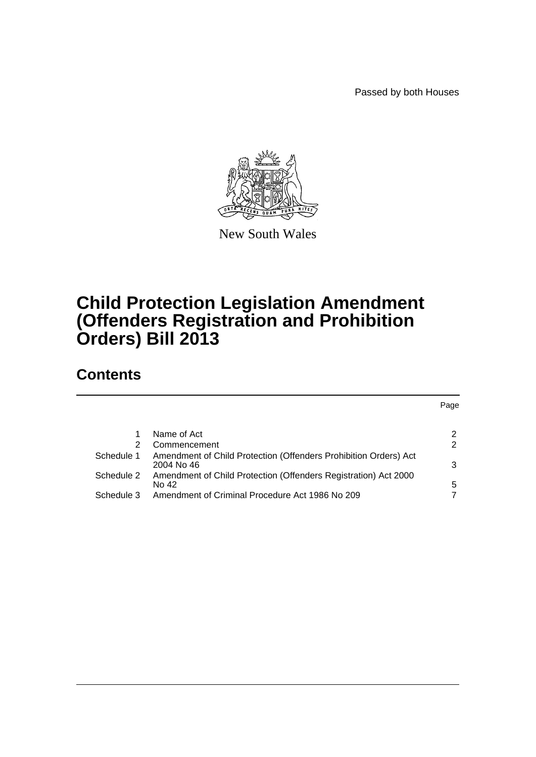Passed by both Houses

New South Wales

# Child Protection Legislation Amendment (Offenders Registration and Prohibition Orders) Bill 2013

## Contents

| | | Page |
|---|---|---|
| 1 | Name of Act | 2 |
| 2 | Commencement | 2 |
| Schedule 1 | Amendment of Child Protection (Offenders Prohibition Orders) Act 2004 No 46 | 3 |
| Schedule 2 | Amendment of Child Protection (Offenders Registration) Act 2000 No 42 | 5 |
| Schedule 3 | Amendment of Criminal Procedure Act 1986 No 209 | 7 |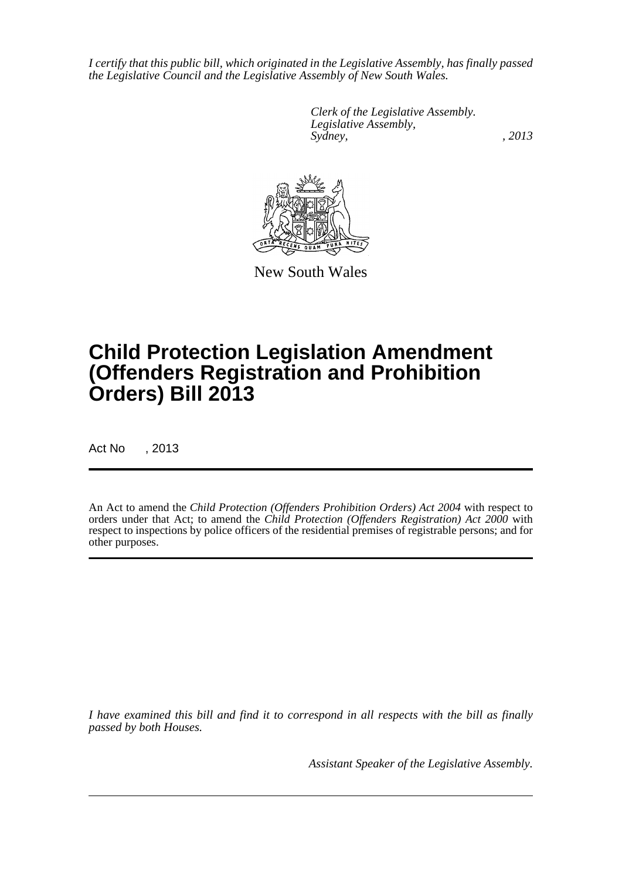*I certify that this public bill, which originated in the Legislative Assembly, has finally passed the Legislative Council and the Legislative Assembly of New South Wales.*

*Clerk of the Legislative Assembly.*
*Legislative Assembly,*
*Sydney, , 2013*

New South Wales

# Child Protection Legislation Amendment (Offenders Registration and Prohibition Orders) Bill 2013

Act No , 2013

An Act to amend the *Child Protection (Offenders Prohibition Orders) Act 2004* with respect to orders under that Act; to amend the *Child Protection (Offenders Registration) Act 2000* with respect to inspections by police officers of the residential premises of registrable persons; and for other purposes.

*I have examined this bill and find it to correspond in all respects with the bill as finally passed by both Houses.*

*Assistant Speaker of the Legislative Assembly.*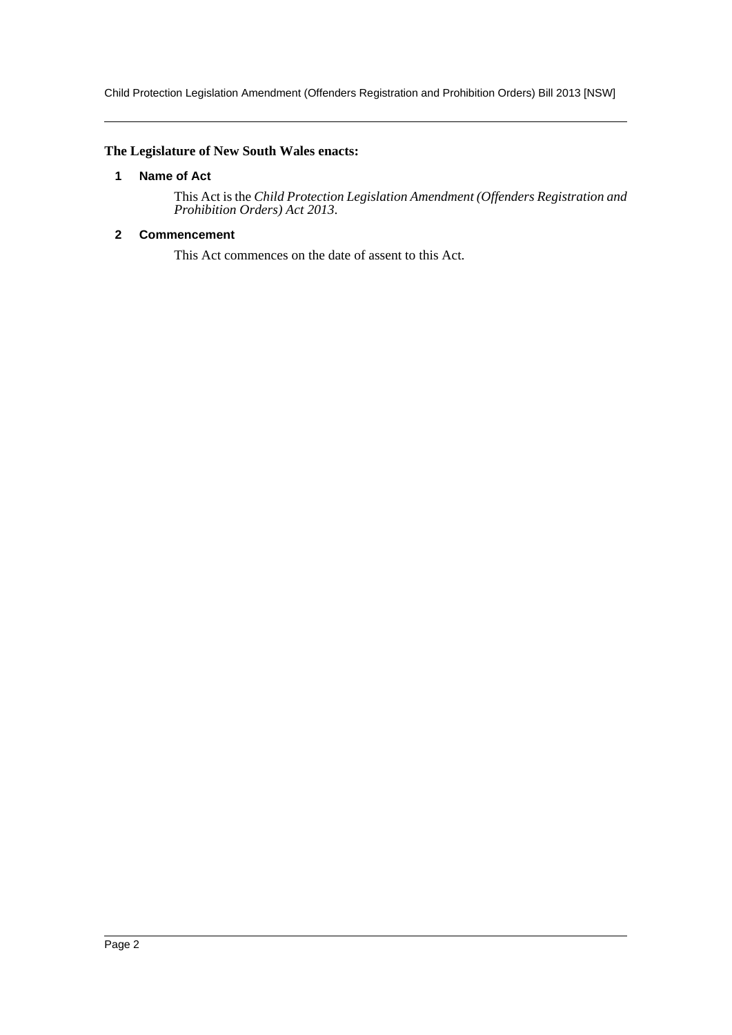**The Legislature of New South Wales enacts:**

### 1 Name of Act

This Act is the *Child Protection Legislation Amendment (Offenders Registration and Prohibition Orders) Act 2013*.

### 2 Commencement

This Act commences on the date of assent to this Act.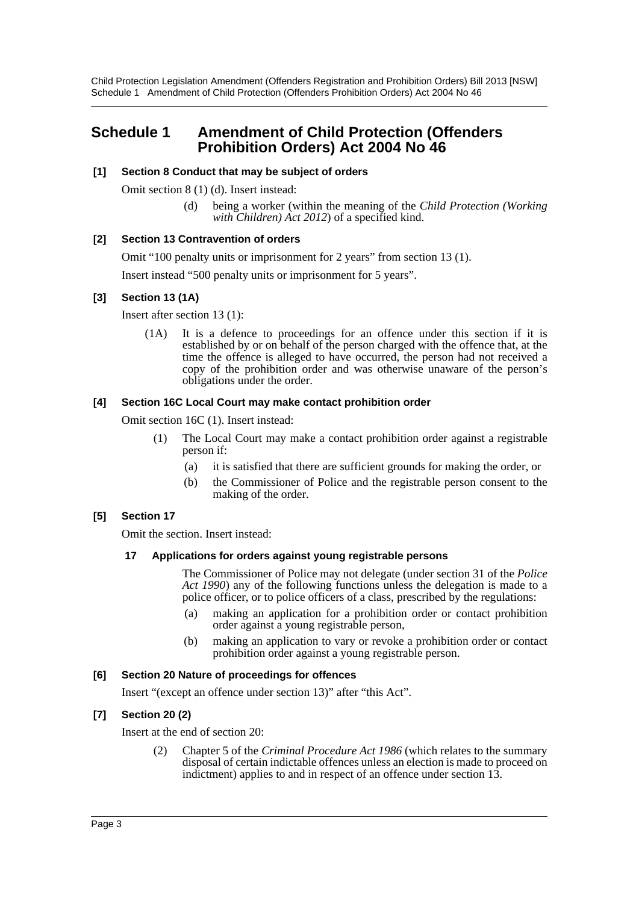# Schedule 1 Amendment of Child Protection (Offenders Prohibition Orders) Act 2004 No 46

### [1] Section 8 Conduct that may be subject of orders

Omit section 8 (1) (d). Insert instead:

> (d) being a worker (within the meaning of the *Child Protection (Working with Children) Act 2012*) of a specified kind.

### [2] Section 13 Contravention of orders

Omit "100 penalty units or imprisonment for 2 years" from section 13 (1).

Insert instead "500 penalty units or imprisonment for 5 years".

### [3] Section 13 (1A)

Insert after section 13 (1):

> (1A) It is a defence to proceedings for an offence under this section if it is established by or on behalf of the person charged with the offence that, at the time the offence is alleged to have occurred, the person had not received a copy of the prohibition order and was otherwise unaware of the person's obligations under the order.

### [4] Section 16C Local Court may make contact prohibition order

Omit section 16C (1). Insert instead:

> (1) The Local Court may make a contact prohibition order against a registrable person if:
>
> (a) it is satisfied that there are sufficient grounds for making the order, or
>
> (b) the Commissioner of Police and the registrable person consent to the making of the order.

### [5] Section 17

Omit the section. Insert instead:

> **17 Applications for orders against young registrable persons**
>
> The Commissioner of Police may not delegate (under section 31 of the *Police Act 1990*) any of the following functions unless the delegation is made to a police officer, or to police officers of a class, prescribed by the regulations:
>
> (a) making an application for a prohibition order or contact prohibition order against a young registrable person,
>
> (b) making an application to vary or revoke a prohibition order or contact prohibition order against a young registrable person.

### [6] Section 20 Nature of proceedings for offences

Insert "(except an offence under section 13)" after "this Act".

### [7] Section 20 (2)

Insert at the end of section 20:

> (2) Chapter 5 of the *Criminal Procedure Act 1986* (which relates to the summary disposal of certain indictable offences unless an election is made to proceed on indictment) applies to and in respect of an offence under section 13.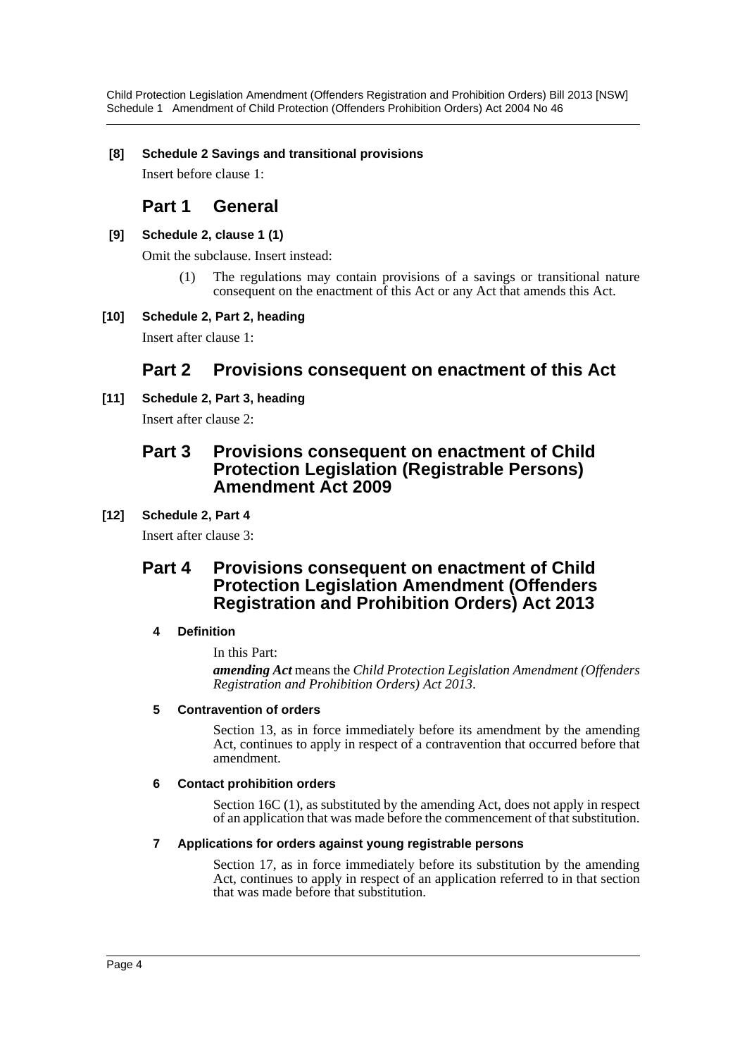**[8] Schedule 2 Savings and transitional provisions**

Insert before clause 1:

## Part 1 General

**[9] Schedule 2, clause 1 (1)**

Omit the subclause. Insert instead:

(1) The regulations may contain provisions of a savings or transitional nature consequent on the enactment of this Act or any Act that amends this Act.

**[10] Schedule 2, Part 2, heading**

Insert after clause 1:

## Part 2 Provisions consequent on enactment of this Act

**[11] Schedule 2, Part 3, heading**

Insert after clause 2:

## Part 3 Provisions consequent on enactment of Child Protection Legislation (Registrable Persons) Amendment Act 2009

**[12] Schedule 2, Part 4**

Insert after clause 3:

## Part 4 Provisions consequent on enactment of Child Protection Legislation Amendment (Offenders Registration and Prohibition Orders) Act 2013

### 4 Definition

In this Part:

***amending Act*** means the *Child Protection Legislation Amendment (Offenders Registration and Prohibition Orders) Act 2013*.

### 5 Contravention of orders

Section 13, as in force immediately before its amendment by the amending Act, continues to apply in respect of a contravention that occurred before that amendment.

### 6 Contact prohibition orders

Section 16C (1), as substituted by the amending Act, does not apply in respect of an application that was made before the commencement of that substitution.

### 7 Applications for orders against young registrable persons

Section 17, as in force immediately before its substitution by the amending Act, continues to apply in respect of an application referred to in that section that was made before that substitution.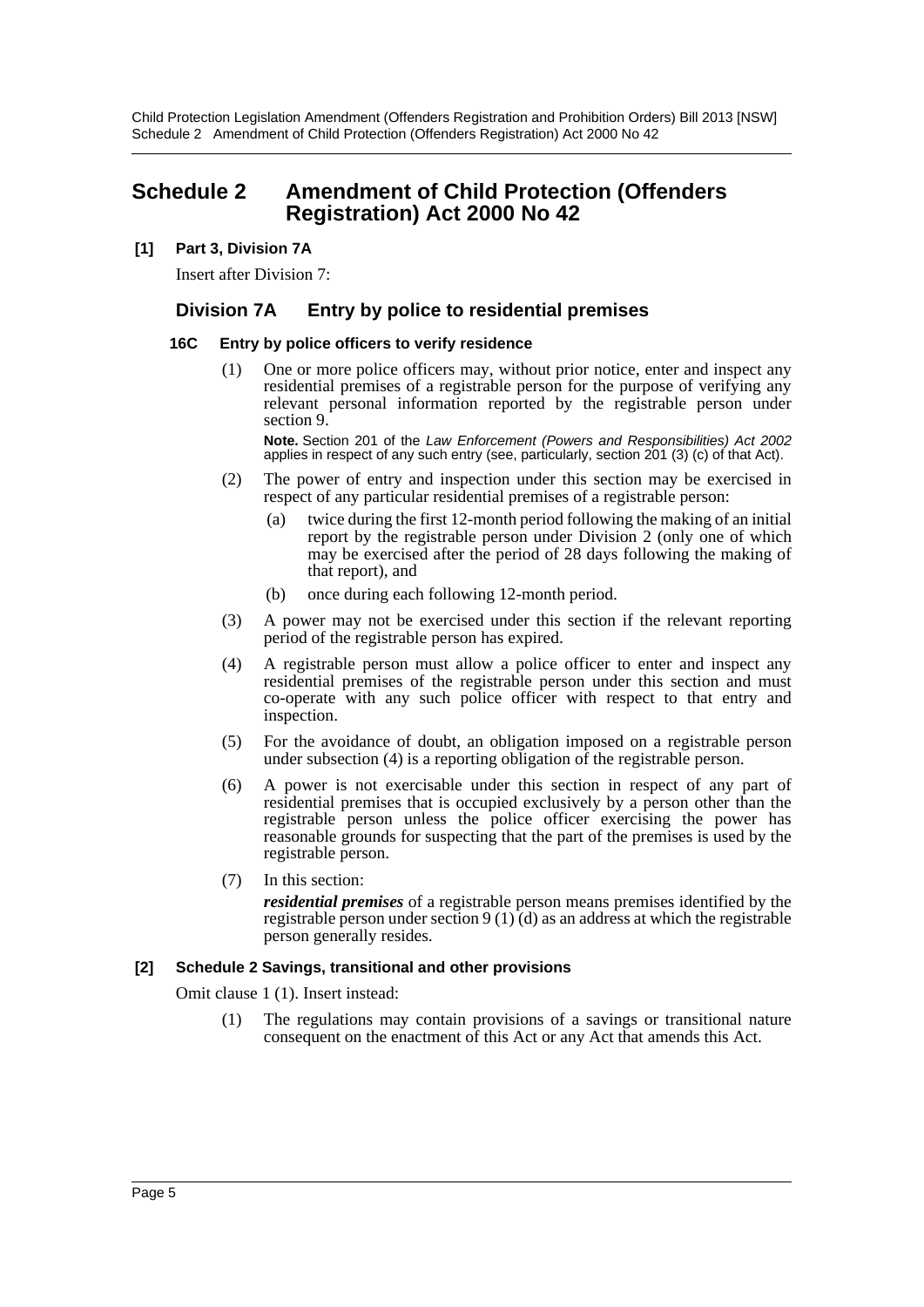# Schedule 2 Amendment of Child Protection (Offenders Registration) Act 2000 No 42

**[1] Part 3, Division 7A**

Insert after Division 7:

## Division 7A Entry by police to residential premises

### 16C Entry by police officers to verify residence

(1) One or more police officers may, without prior notice, enter and inspect any residential premises of a registrable person for the purpose of verifying any relevant personal information reported by the registrable person under section 9.

**Note.** Section 201 of the *Law Enforcement (Powers and Responsibilities) Act 2002* applies in respect of any such entry (see, particularly, section 201 (3) (c) of that Act).

(2) The power of entry and inspection under this section may be exercised in respect of any particular residential premises of a registrable person:

(a) twice during the first 12-month period following the making of an initial report by the registrable person under Division 2 (only one of which may be exercised after the period of 28 days following the making of that report), and

(b) once during each following 12-month period.

(3) A power may not be exercised under this section if the relevant reporting period of the registrable person has expired.

(4) A registrable person must allow a police officer to enter and inspect any residential premises of the registrable person under this section and must co-operate with any such police officer with respect to that entry and inspection.

(5) For the avoidance of doubt, an obligation imposed on a registrable person under subsection (4) is a reporting obligation of the registrable person.

(6) A power is not exercisable under this section in respect of any part of residential premises that is occupied exclusively by a person other than the registrable person unless the police officer exercising the power has reasonable grounds for suspecting that the part of the premises is used by the registrable person.

(7) In this section:

***residential premises*** of a registrable person means premises identified by the registrable person under section 9 (1) (d) as an address at which the registrable person generally resides.

**[2] Schedule 2 Savings, transitional and other provisions**

Omit clause 1 (1). Insert instead:

(1) The regulations may contain provisions of a savings or transitional nature consequent on the enactment of this Act or any Act that amends this Act.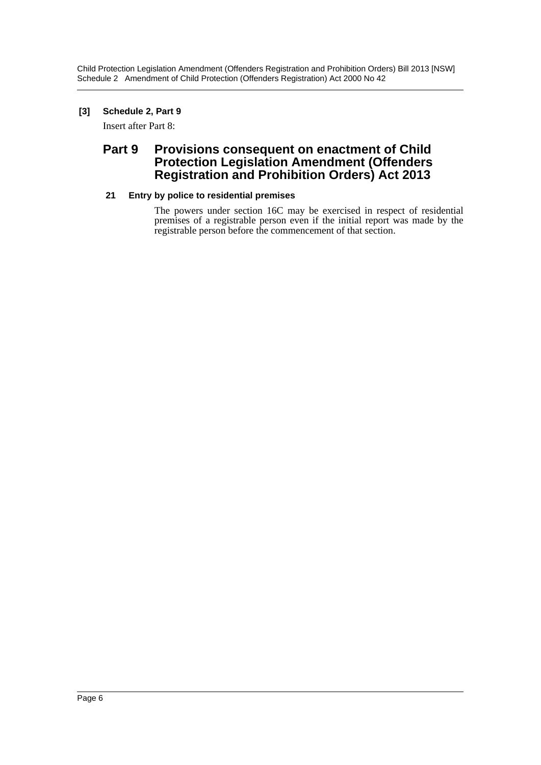**[3] Schedule 2, Part 9**

Insert after Part 8:

## Part 9 Provisions consequent on enactment of Child Protection Legislation Amendment (Offenders Registration and Prohibition Orders) Act 2013

### 21 Entry by police to residential premises

The powers under section 16C may be exercised in respect of residential premises of a registrable person even if the initial report was made by the registrable person before the commencement of that section.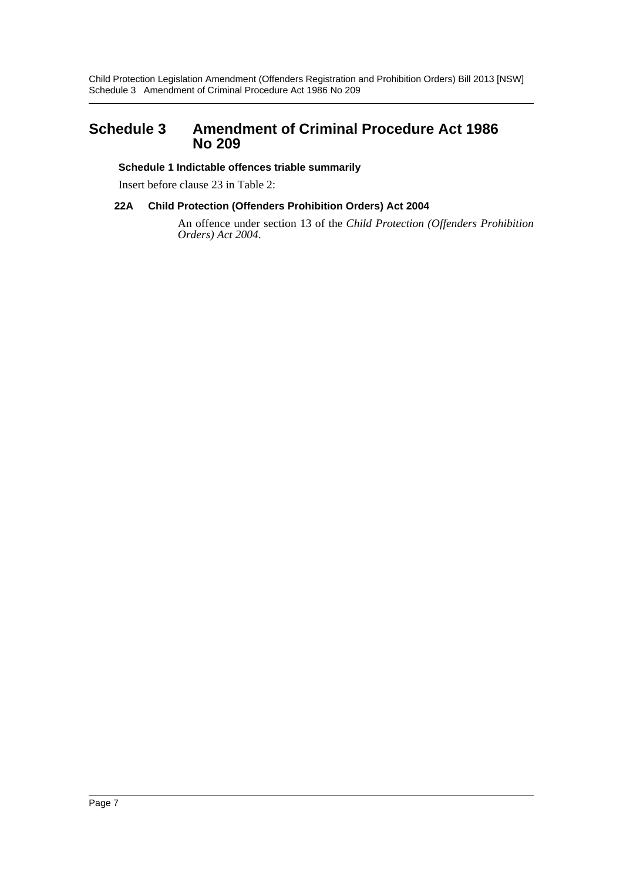# Schedule 3 Amendment of Criminal Procedure Act 1986 No 209

**Schedule 1 Indictable offences triable summarily**

Insert before clause 23 in Table 2:

### 22A Child Protection (Offenders Prohibition Orders) Act 2004

An offence under section 13 of the *Child Protection (Offenders Prohibition Orders) Act 2004*.